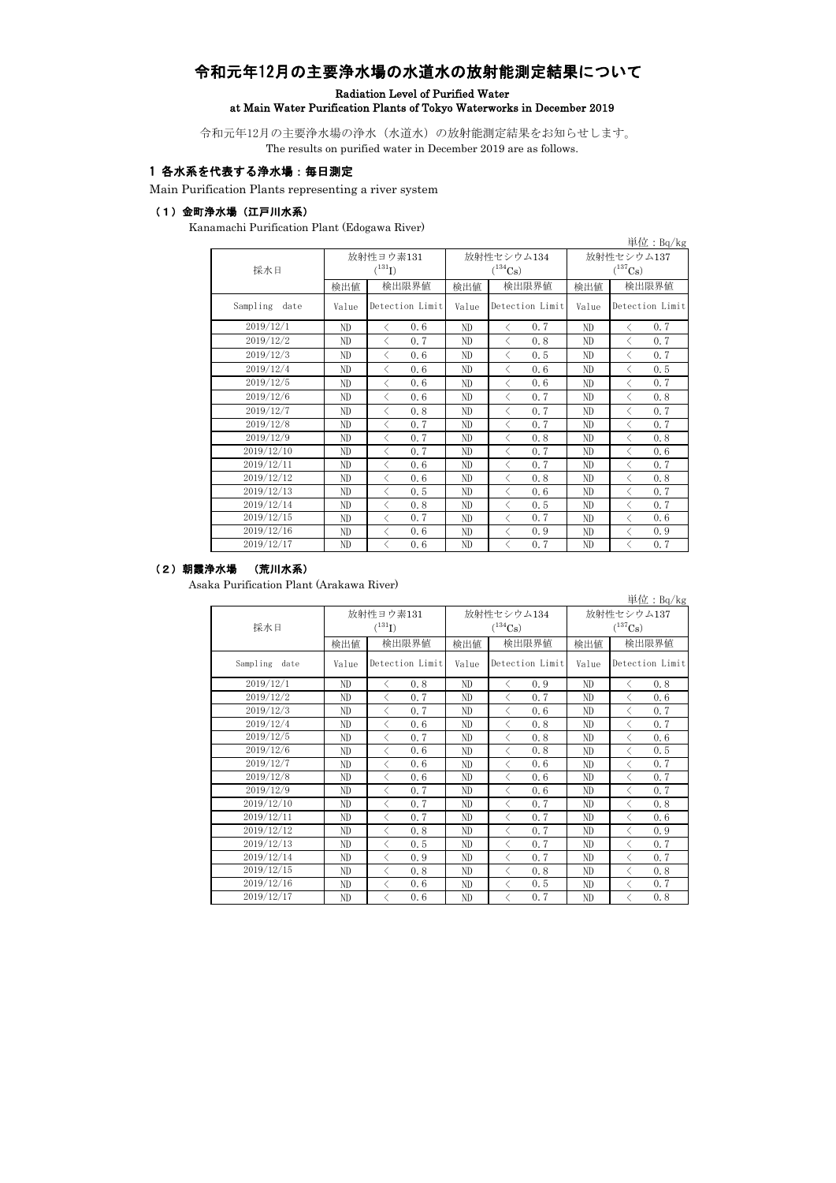# 令和元年12月の主要浄水場の水道水の放射能測定結果について

**Radiation Level of Purified Water at Main Water Purification Plants of Tokyo Waterworks in December 2019**

令和元年12月の主要浄水場の浄水（水道水）の放射能測定結果をお知らせします。
The results on purified water in December 2019 are as follows.

## 1 各水系を代表する浄水場：毎日測定

Main Purification Plants representing a river system

### （1）金町浄水場（江戸川水系）

Kanamachi Purification Plant (Edogawa River)

単位：Bq/kg

| 採水日 | 放射性ヨウ素131 ($^{131}I$) | | 放射性セシウム134 ($^{134}Cs$) | | 放射性セシウム137 ($^{137}Cs$) | |
|---|---|---|---|---|---|---|
| | 検出値 | 検出限界値 | 検出値 | 検出限界値 | 検出値 | 検出限界値 |
| Sampling date | Value | Detection Limit | Value | Detection Limit | Value | Detection Limit |
| 2019/12/1 | ND | ＜ 0.6 | ND | ＜ 0.7 | ND | ＜ 0.7 |
| 2019/12/2 | ND | ＜ 0.7 | ND | ＜ 0.8 | ND | ＜ 0.7 |
| 2019/12/3 | ND | ＜ 0.6 | ND | ＜ 0.5 | ND | ＜ 0.7 |
| 2019/12/4 | ND | ＜ 0.6 | ND | ＜ 0.6 | ND | ＜ 0.5 |
| 2019/12/5 | ND | ＜ 0.6 | ND | ＜ 0.6 | ND | ＜ 0.7 |
| 2019/12/6 | ND | ＜ 0.6 | ND | ＜ 0.7 | ND | ＜ 0.8 |
| 2019/12/7 | ND | ＜ 0.8 | ND | ＜ 0.7 | ND | ＜ 0.7 |
| 2019/12/8 | ND | ＜ 0.7 | ND | ＜ 0.7 | ND | ＜ 0.7 |
| 2019/12/9 | ND | ＜ 0.7 | ND | ＜ 0.8 | ND | ＜ 0.8 |
| 2019/12/10 | ND | ＜ 0.7 | ND | ＜ 0.7 | ND | ＜ 0.6 |
| 2019/12/11 | ND | ＜ 0.6 | ND | ＜ 0.7 | ND | ＜ 0.7 |
| 2019/12/12 | ND | ＜ 0.6 | ND | ＜ 0.8 | ND | ＜ 0.8 |
| 2019/12/13 | ND | ＜ 0.5 | ND | ＜ 0.6 | ND | ＜ 0.7 |
| 2019/12/14 | ND | ＜ 0.8 | ND | ＜ 0.5 | ND | ＜ 0.7 |
| 2019/12/15 | ND | ＜ 0.7 | ND | ＜ 0.7 | ND | ＜ 0.6 |
| 2019/12/16 | ND | ＜ 0.6 | ND | ＜ 0.9 | ND | ＜ 0.9 |
| 2019/12/17 | ND | ＜ 0.6 | ND | ＜ 0.7 | ND | ＜ 0.7 |

### （2）朝霞浄水場　（荒川水系）

Asaka Purification Plant (Arakawa River)

単位：Bq/kg

| 採水日 | 放射性ヨウ素131 ($^{131}I$) | | 放射性セシウム134 ($^{134}Cs$) | | 放射性セシウム137 ($^{137}Cs$) | |
|---|---|---|---|---|---|---|
| | 検出値 | 検出限界値 | 検出値 | 検出限界値 | 検出値 | 検出限界値 |
| Sampling date | Value | Detection Limit | Value | Detection Limit | Value | Detection Limit |
| 2019/12/1 | ND | ＜ 0.8 | ND | ＜ 0.9 | ND | ＜ 0.8 |
| 2019/12/2 | ND | ＜ 0.7 | ND | ＜ 0.7 | ND | ＜ 0.6 |
| 2019/12/3 | ND | ＜ 0.7 | ND | ＜ 0.6 | ND | ＜ 0.7 |
| 2019/12/4 | ND | ＜ 0.6 | ND | ＜ 0.8 | ND | ＜ 0.7 |
| 2019/12/5 | ND | ＜ 0.7 | ND | ＜ 0.8 | ND | ＜ 0.6 |
| 2019/12/6 | ND | ＜ 0.6 | ND | ＜ 0.8 | ND | ＜ 0.5 |
| 2019/12/7 | ND | ＜ 0.6 | ND | ＜ 0.6 | ND | ＜ 0.7 |
| 2019/12/8 | ND | ＜ 0.6 | ND | ＜ 0.6 | ND | ＜ 0.7 |
| 2019/12/9 | ND | ＜ 0.7 | ND | ＜ 0.6 | ND | ＜ 0.7 |
| 2019/12/10 | ND | ＜ 0.7 | ND | ＜ 0.7 | ND | ＜ 0.8 |
| 2019/12/11 | ND | ＜ 0.7 | ND | ＜ 0.7 | ND | ＜ 0.6 |
| 2019/12/12 | ND | ＜ 0.8 | ND | ＜ 0.7 | ND | ＜ 0.9 |
| 2019/12/13 | ND | ＜ 0.5 | ND | ＜ 0.7 | ND | ＜ 0.7 |
| 2019/12/14 | ND | ＜ 0.9 | ND | ＜ 0.7 | ND | ＜ 0.7 |
| 2019/12/15 | ND | ＜ 0.8 | ND | ＜ 0.8 | ND | ＜ 0.8 |
| 2019/12/16 | ND | ＜ 0.6 | ND | ＜ 0.5 | ND | ＜ 0.7 |
| 2019/12/17 | ND | ＜ 0.6 | ND | ＜ 0.7 | ND | ＜ 0.8 |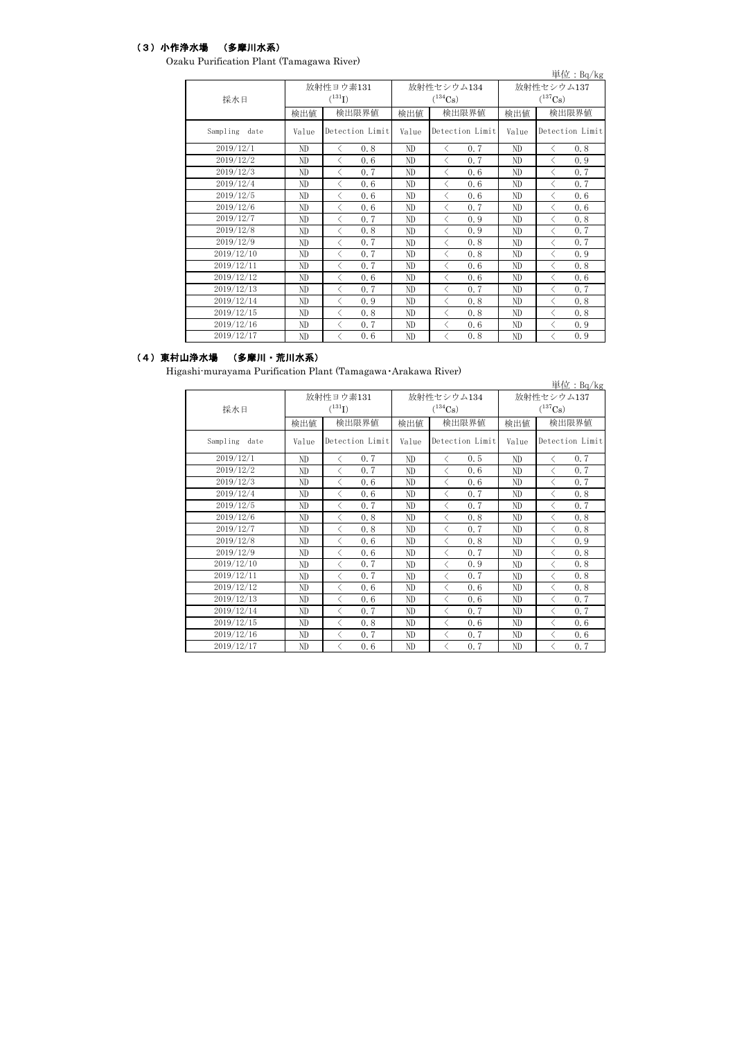### （3）小作浄水場　（多摩川水系）

Ozaku Purification Plant (Tamagawa River)

単位：Bq/kg

| 採水日 | 放射性ヨウ素131 ($^{131}I$) | | 放射性セシウム134 ($^{134}Cs$) | | 放射性セシウム137 ($^{137}Cs$) | |
|---|---|---|---|---|---|---|
| | 検出値 | 検出限界値 | 検出値 | 検出限界値 | 検出値 | 検出限界値 |
| Sampling date | Value | Detection Limit | Value | Detection Limit | Value | Detection Limit |
| 2019/12/1 | ND | ＜ 0.8 | ND | ＜ 0.7 | ND | ＜ 0.8 |
| 2019/12/2 | ND | ＜ 0.6 | ND | ＜ 0.7 | ND | ＜ 0.9 |
| 2019/12/3 | ND | ＜ 0.7 | ND | ＜ 0.6 | ND | ＜ 0.7 |
| 2019/12/4 | ND | ＜ 0.6 | ND | ＜ 0.6 | ND | ＜ 0.7 |
| 2019/12/5 | ND | ＜ 0.6 | ND | ＜ 0.6 | ND | ＜ 0.6 |
| 2019/12/6 | ND | ＜ 0.6 | ND | ＜ 0.7 | ND | ＜ 0.6 |
| 2019/12/7 | ND | ＜ 0.7 | ND | ＜ 0.9 | ND | ＜ 0.8 |
| 2019/12/8 | ND | ＜ 0.8 | ND | ＜ 0.9 | ND | ＜ 0.7 |
| 2019/12/9 | ND | ＜ 0.7 | ND | ＜ 0.8 | ND | ＜ 0.7 |
| 2019/12/10 | ND | ＜ 0.7 | ND | ＜ 0.8 | ND | ＜ 0.9 |
| 2019/12/11 | ND | ＜ 0.7 | ND | ＜ 0.6 | ND | ＜ 0.8 |
| 2019/12/12 | ND | ＜ 0.6 | ND | ＜ 0.6 | ND | ＜ 0.6 |
| 2019/12/13 | ND | ＜ 0.7 | ND | ＜ 0.7 | ND | ＜ 0.7 |
| 2019/12/14 | ND | ＜ 0.9 | ND | ＜ 0.8 | ND | ＜ 0.8 |
| 2019/12/15 | ND | ＜ 0.8 | ND | ＜ 0.8 | ND | ＜ 0.8 |
| 2019/12/16 | ND | ＜ 0.7 | ND | ＜ 0.6 | ND | ＜ 0.9 |
| 2019/12/17 | ND | ＜ 0.6 | ND | ＜ 0.8 | ND | ＜ 0.9 |

### （4）東村山浄水場　（多摩川・荒川水系）

Higashi-murayama Purification Plant (Tamagawa・Arakawa River)

単位：Bq/kg

| 採水日 | 放射性ヨウ素131 ($^{131}I$) | | 放射性セシウム134 ($^{134}Cs$) | | 放射性セシウム137 ($^{137}Cs$) | |
|---|---|---|---|---|---|---|
| | 検出値 | 検出限界値 | 検出値 | 検出限界値 | 検出値 | 検出限界値 |
| Sampling date | Value | Detection Limit | Value | Detection Limit | Value | Detection Limit |
| 2019/12/1 | ND | ＜ 0.7 | ND | ＜ 0.5 | ND | ＜ 0.7 |
| 2019/12/2 | ND | ＜ 0.7 | ND | ＜ 0.6 | ND | ＜ 0.7 |
| 2019/12/3 | ND | ＜ 0.6 | ND | ＜ 0.6 | ND | ＜ 0.7 |
| 2019/12/4 | ND | ＜ 0.6 | ND | ＜ 0.7 | ND | ＜ 0.8 |
| 2019/12/5 | ND | ＜ 0.7 | ND | ＜ 0.7 | ND | ＜ 0.7 |
| 2019/12/6 | ND | ＜ 0.8 | ND | ＜ 0.8 | ND | ＜ 0.8 |
| 2019/12/7 | ND | ＜ 0.8 | ND | ＜ 0.7 | ND | ＜ 0.8 |
| 2019/12/8 | ND | ＜ 0.6 | ND | ＜ 0.8 | ND | ＜ 0.9 |
| 2019/12/9 | ND | ＜ 0.6 | ND | ＜ 0.7 | ND | ＜ 0.8 |
| 2019/12/10 | ND | ＜ 0.7 | ND | ＜ 0.9 | ND | ＜ 0.8 |
| 2019/12/11 | ND | ＜ 0.7 | ND | ＜ 0.7 | ND | ＜ 0.8 |
| 2019/12/12 | ND | ＜ 0.6 | ND | ＜ 0.6 | ND | ＜ 0.8 |
| 2019/12/13 | ND | ＜ 0.6 | ND | ＜ 0.6 | ND | ＜ 0.7 |
| 2019/12/14 | ND | ＜ 0.7 | ND | ＜ 0.7 | ND | ＜ 0.7 |
| 2019/12/15 | ND | ＜ 0.8 | ND | ＜ 0.6 | ND | ＜ 0.6 |
| 2019/12/16 | ND | ＜ 0.7 | ND | ＜ 0.7 | ND | ＜ 0.6 |
| 2019/12/17 | ND | ＜ 0.6 | ND | ＜ 0.7 | ND | ＜ 0.7 |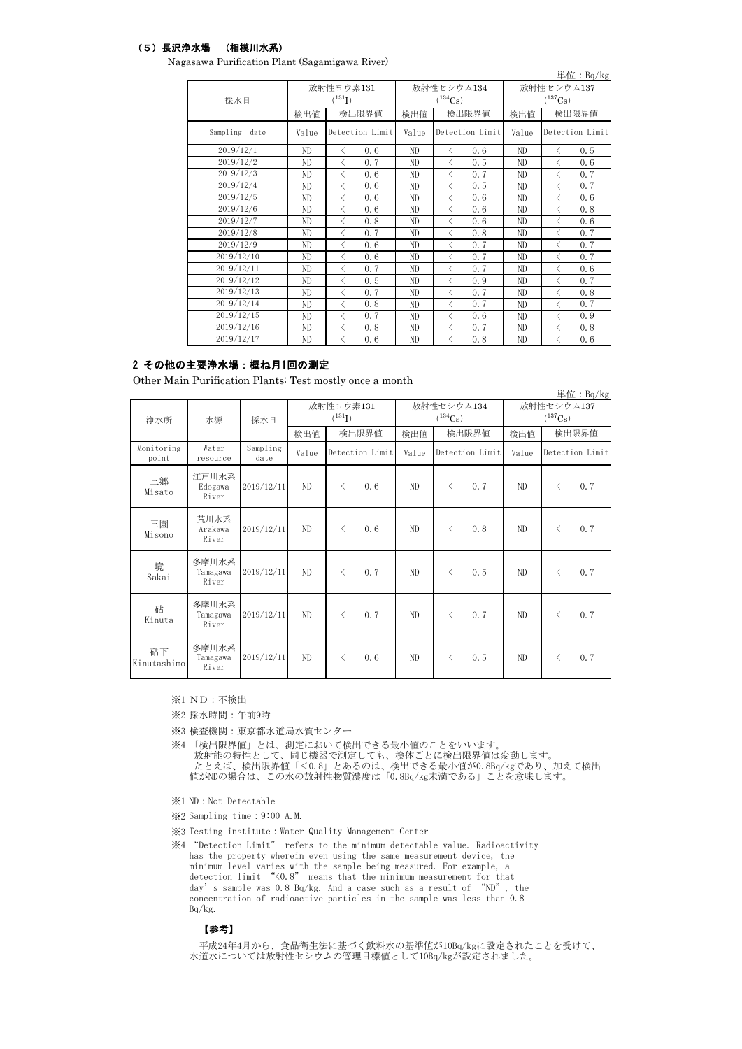### （5）長沢浄水場　（相模川水系）

Nagasawa Purification Plant (Sagamigawa River)

単位：Bq/kg

| 採水日 | 放射性ヨウ素131 ($^{131}I$) | | 放射性セシウム134 ($^{134}Cs$) | | 放射性セシウム137 ($^{137}Cs$) | |
|---|---|---|---|---|---|---|
| | 検出値 | 検出限界値 | 検出値 | 検出限界値 | 検出値 | 検出限界値 |
| Sampling date | Value | Detection Limit | Value | Detection Limit | Value | Detection Limit |
| 2019/12/1 | ND | ＜ 0.6 | ND | ＜ 0.6 | ND | ＜ 0.5 |
| 2019/12/2 | ND | ＜ 0.7 | ND | ＜ 0.5 | ND | ＜ 0.6 |
| 2019/12/3 | ND | ＜ 0.6 | ND | ＜ 0.7 | ND | ＜ 0.7 |
| 2019/12/4 | ND | ＜ 0.6 | ND | ＜ 0.5 | ND | ＜ 0.7 |
| 2019/12/5 | ND | ＜ 0.6 | ND | ＜ 0.6 | ND | ＜ 0.6 |
| 2019/12/6 | ND | ＜ 0.6 | ND | ＜ 0.6 | ND | ＜ 0.8 |
| 2019/12/7 | ND | ＜ 0.8 | ND | ＜ 0.6 | ND | ＜ 0.6 |
| 2019/12/8 | ND | ＜ 0.7 | ND | ＜ 0.8 | ND | ＜ 0.7 |
| 2019/12/9 | ND | ＜ 0.6 | ND | ＜ 0.7 | ND | ＜ 0.7 |
| 2019/12/10 | ND | ＜ 0.6 | ND | ＜ 0.7 | ND | ＜ 0.7 |
| 2019/12/11 | ND | ＜ 0.7 | ND | ＜ 0.7 | ND | ＜ 0.6 |
| 2019/12/12 | ND | ＜ 0.5 | ND | ＜ 0.9 | ND | ＜ 0.7 |
| 2019/12/13 | ND | ＜ 0.7 | ND | ＜ 0.7 | ND | ＜ 0.8 |
| 2019/12/14 | ND | ＜ 0.8 | ND | ＜ 0.7 | ND | ＜ 0.7 |
| 2019/12/15 | ND | ＜ 0.7 | ND | ＜ 0.6 | ND | ＜ 0.9 |
| 2019/12/16 | ND | ＜ 0.8 | ND | ＜ 0.7 | ND | ＜ 0.8 |
| 2019/12/17 | ND | ＜ 0.6 | ND | ＜ 0.8 | ND | ＜ 0.6 |

## 2 その他の主要浄水場：概ね月1回の測定

Other Main Purification Plants: Test mostly once a month

単位：Bq/kg

| 浄水所 | 水源 | 採水日 | 放射性ヨウ素131 ($^{131}I$) | | 放射性セシウム134 ($^{134}Cs$) | | 放射性セシウム137 ($^{137}Cs$) | |
|---|---|---|---|---|---|---|---|---|
| | | | 検出値 | 検出限界値 | 検出値 | 検出限界値 | 検出値 | 検出限界値 |
| Monitoring point | Water resource | Sampling date | Value | Detection Limit | Value | Detection Limit | Value | Detection Limit |
| 三郷 Misato | 江戸川水系 Edogawa River | 2019/12/11 | ND | ＜ 0.6 | ND | ＜ 0.7 | ND | ＜ 0.7 |
| 三園 Misono | 荒川水系 Arakawa River | 2019/12/11 | ND | ＜ 0.6 | ND | ＜ 0.8 | ND | ＜ 0.7 |
| 境 Sakai | 多摩川水系 Tamagawa River | 2019/12/11 | ND | ＜ 0.7 | ND | ＜ 0.5 | ND | ＜ 0.7 |
| 砧 Kinuta | 多摩川水系 Tamagawa River | 2019/12/11 | ND | ＜ 0.7 | ND | ＜ 0.7 | ND | ＜ 0.7 |
| 砧下 Kinutashimo | 多摩川水系 Tamagawa River | 2019/12/11 | ND | ＜ 0.6 | ND | ＜ 0.5 | ND | ＜ 0.7 |

※1 ND：不検出

※2 採水時間：午前9時

※3 検査機関：東京都水道局水質センター

※4 「検出限界値」とは、測定において検出できる最小値のことをいいます。
放射能の特性として、同じ機器で測定しても、検体ごとに検出限界値は変動します。
たとえば、検出限界値「<0.8」とあるのは、検出できる最小値が0.8Bq/kgであり、加えて検出値がNDの場合は、この水の放射性物質濃度は「0.8Bq/kg未満である」ことを意味します。

※1 ND：Not Detectable

※2 Sampling time：9:00 A.M.

※3 Testing institute：Water Quality Management Center

※4 "Detection Limit" refers to the minimum detectable value. Radioactivity has the property wherein even using the same measurement device, the minimum level varies with the sample being measured. For example, a detection limit "<0.8" means that the minimum measurement for that day's sample was 0.8 Bq/kg. And a case such as a result of "ND", the concentration of radioactive particles in the sample was less than 0.8 Bq/kg.

**【参考】**

平成24年4月から、食品衛生法に基づく飲料水の基準値が10Bq/kgに設定されたことを受けて、水道水については放射性セシウムの管理目標値として10Bq/kgが設定されました。